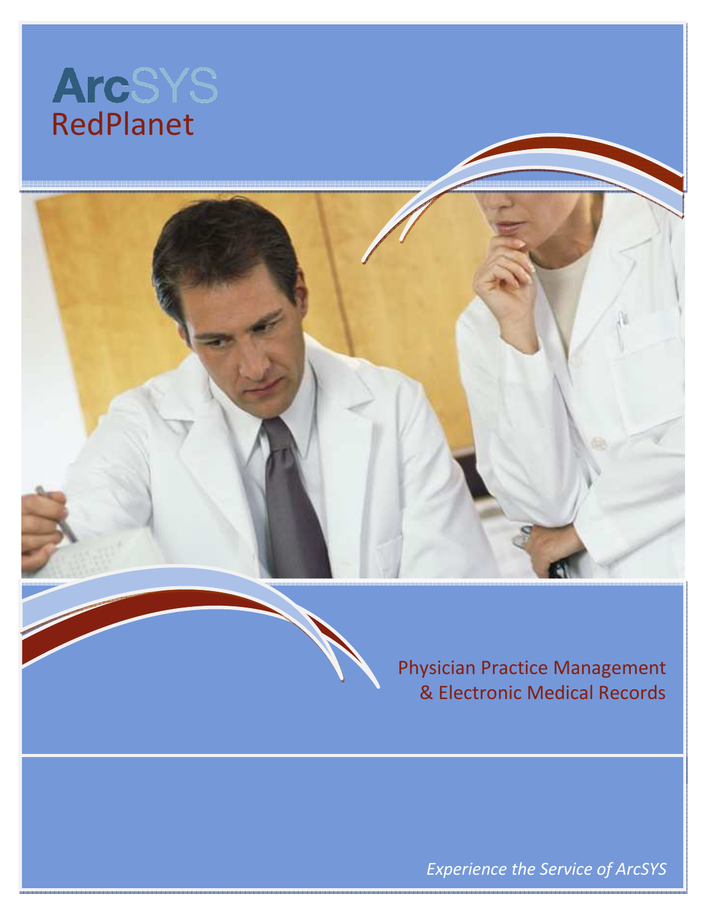# ArcSYS
## RedPlanet

Physician Practice Management
& Electronic Medical Records

*Experience the Service of ArcSYS*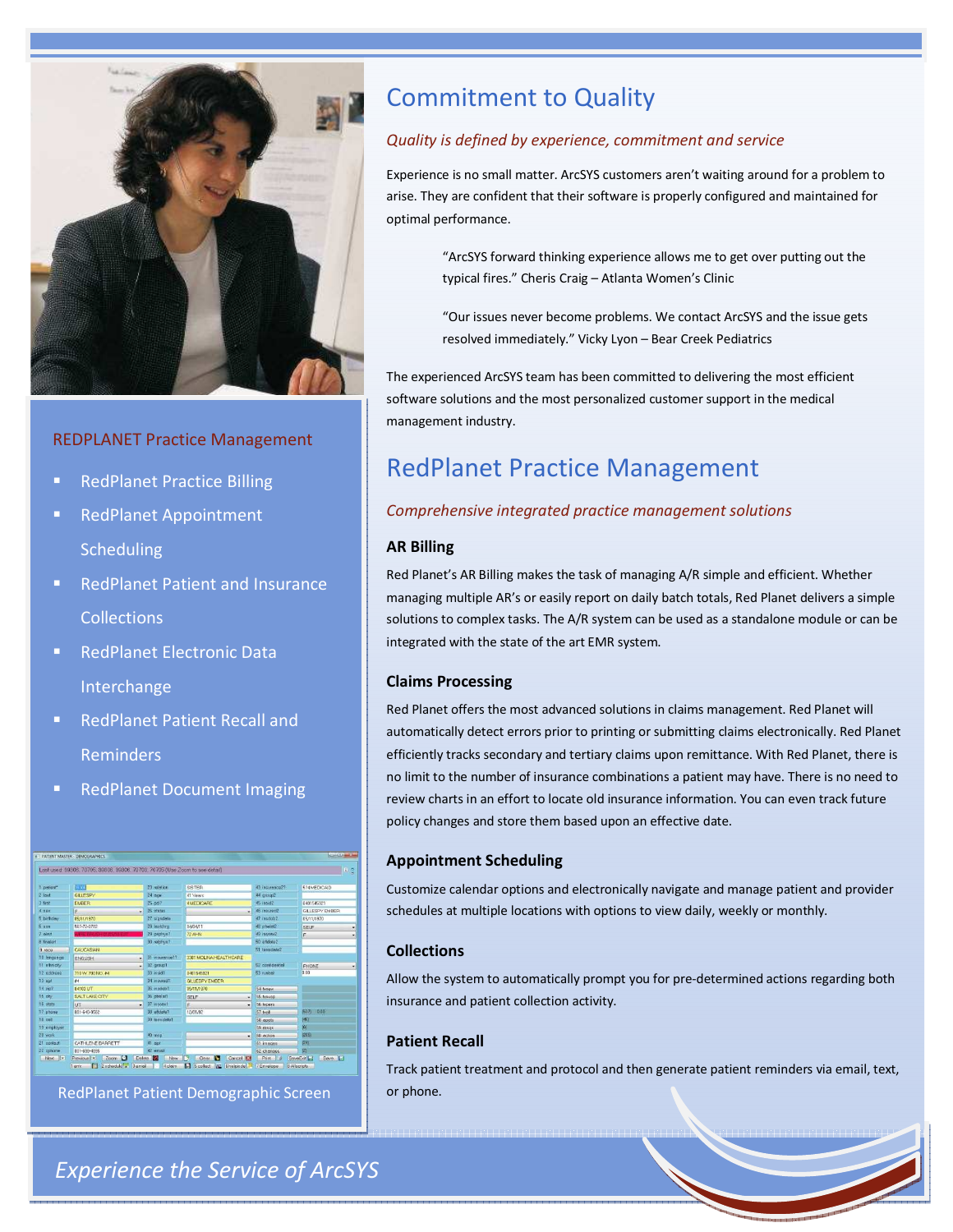## REDPLANET Practice Management

- RedPlanet Practice Billing
- RedPlanet Appointment Scheduling
- RedPlanet Patient and Insurance Collections
- RedPlanet Electronic Data Interchange
- RedPlanet Patient Recall and Reminders
- RedPlanet Document Imaging

RedPlanet Patient Demographic Screen

# Commitment to Quality

*Quality is defined by experience, commitment and service*

Experience is no small matter. ArcSYS customers aren't waiting around for a problem to arise. They are confident that their software is properly configured and maintained for optimal performance.

> "ArcSYS forward thinking experience allows me to get over putting out the typical fires." Cheris Craig – Atlanta Women's Clinic

> "Our issues never become problems. We contact ArcSYS and the issue gets resolved immediately." Vicky Lyon – Bear Creek Pediatrics

The experienced ArcSYS team has been committed to delivering the most efficient software solutions and the most personalized customer support in the medical management industry.

# RedPlanet Practice Management

*Comprehensive integrated practice management solutions*

### AR Billing

Red Planet's AR Billing makes the task of managing A/R simple and efficient. Whether managing multiple AR's or easily report on daily batch totals, Red Planet delivers a simple solutions to complex tasks. The A/R system can be used as a standalone module or can be integrated with the state of the art EMR system.

### Claims Processing

Red Planet offers the most advanced solutions in claims management. Red Planet will automatically detect errors prior to printing or submitting claims electronically. Red Planet efficiently tracks secondary and tertiary claims upon remittance. With Red Planet, there is no limit to the number of insurance combinations a patient may have. There is no need to review charts in an effort to locate old insurance information. You can even track future policy changes and store them based upon an effective date.

### Appointment Scheduling

Customize calendar options and electronically navigate and manage patient and provider schedules at multiple locations with options to view daily, weekly or monthly.

### Collections

Allow the system to automatically prompt you for pre-determined actions regarding both insurance and patient collection activity.

### Patient Recall

Track patient treatment and protocol and then generate patient reminders via email, text, or phone.

*Experience the Service of ArcSYS*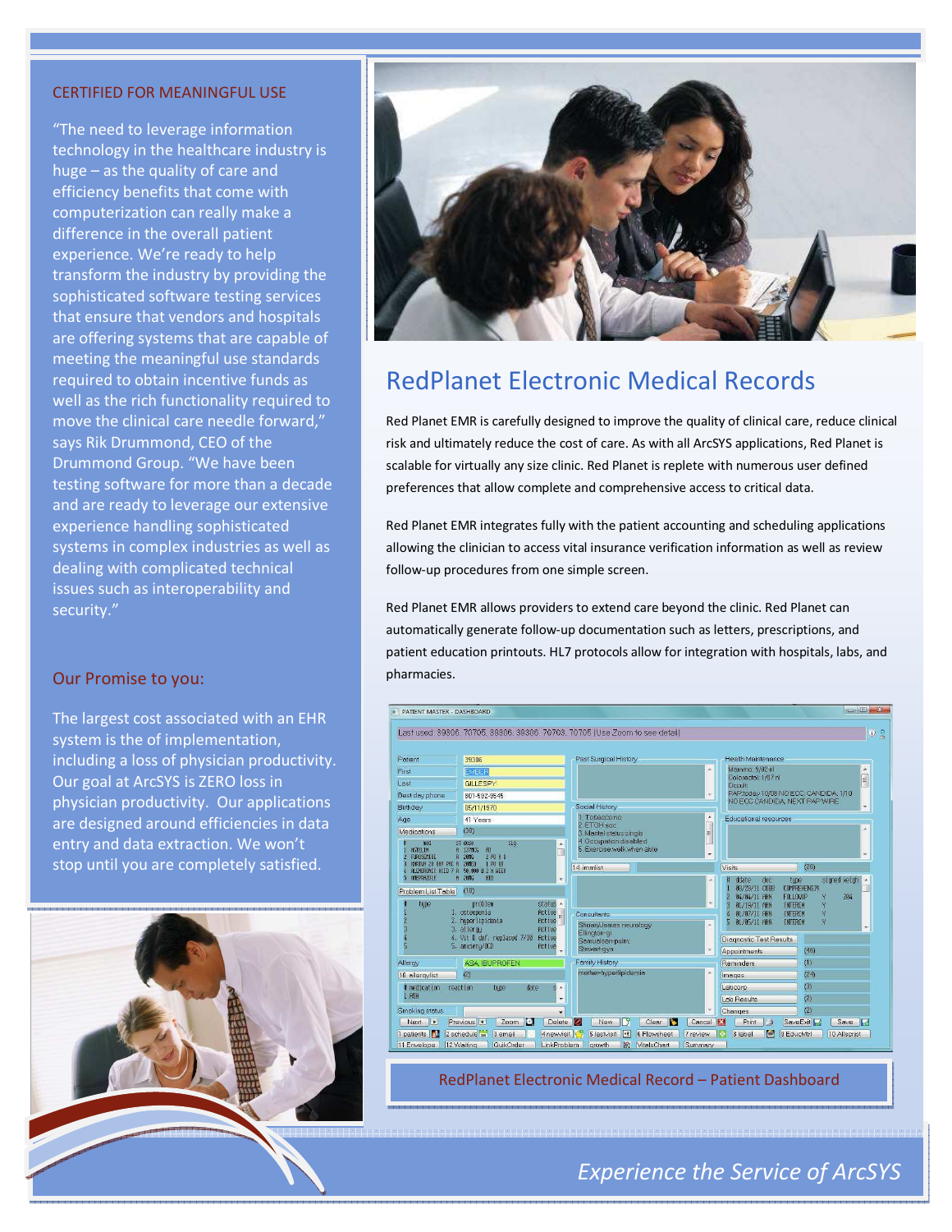## CERTIFIED FOR MEANINGFUL USE

"The need to leverage information technology in the healthcare industry is huge – as the quality of care and efficiency benefits that come with computerization can really make a difference in the overall patient experience. We're ready to help transform the industry by providing the sophisticated software testing services that ensure that vendors and hospitals are offering systems that are capable of meeting the meaningful use standards required to obtain incentive funds as well as the rich functionality required to move the clinical care needle forward," says Rik Drummond, CEO of the Drummond Group. "We have been testing software for more than a decade and are ready to leverage our extensive experience handling sophisticated systems in complex industries as well as dealing with complicated technical issues such as interoperability and security."

## Our Promise to you:

The largest cost associated with an EHR system is the of implementation, including a loss of physician productivity. Our goal at ArcSYS is ZERO loss in physician productivity. Our applications are designed around efficiencies in data entry and data extraction. We won't stop until you are completely satisfied.

# RedPlanet Electronic Medical Records

Red Planet EMR is carefully designed to improve the quality of clinical care, reduce clinical risk and ultimately reduce the cost of care. As with all ArcSYS applications, Red Planet is scalable for virtually any size clinic. Red Planet is replete with numerous user defined preferences that allow complete and comprehensive access to critical data.

Red Planet EMR integrates fully with the patient accounting and scheduling applications allowing the clinician to access vital insurance verification information as well as review follow-up procedures from one simple screen.

Red Planet EMR allows providers to extend care beyond the clinic. Red Planet can automatically generate follow-up documentation such as letters, prescriptions, and patient education printouts. HL7 protocols allow for integration with hospitals, labs, and pharmacies.

RedPlanet Electronic Medical Record – Patient Dashboard

*Experience the Service of ArcSYS*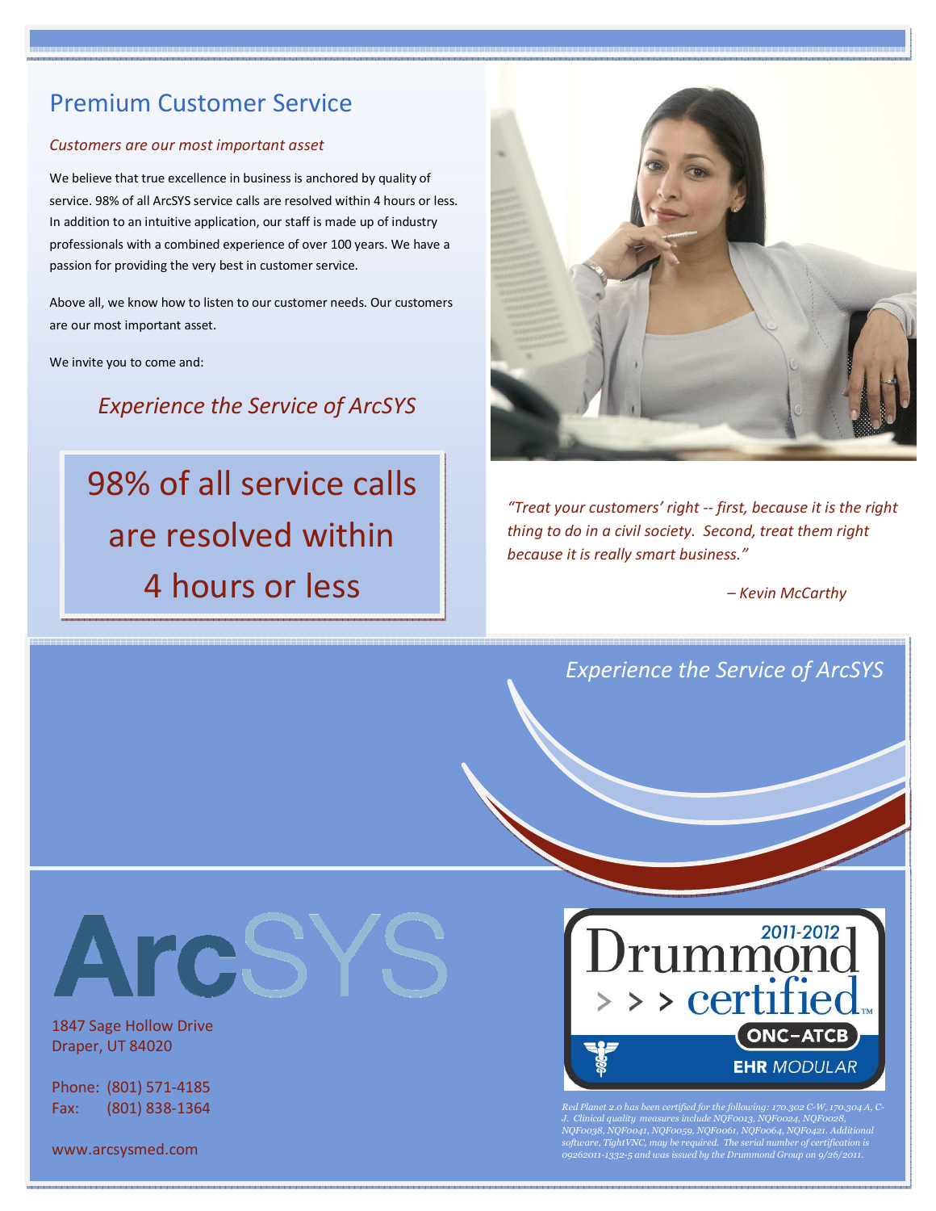## Premium Customer Service

*Customers are our most important asset*

We believe that true excellence in business is anchored by quality of service. 98% of all ArcSYS service calls are resolved within 4 hours or less. In addition to an intuitive application, our staff is made up of industry professionals with a combined experience of over 100 years. We have a passion for providing the very best in customer service.

Above all, we know how to listen to our customer needs. Our customers are our most important asset.

We invite you to come and:

*Experience the Service of ArcSYS*

98% of all service calls are resolved within 4 hours or less

*"Treat your customers' right -- first, because it is the right thing to do in a civil society. Second, treat them right because it is really smart business."*

*– Kevin McCarthy*

*Experience the Service of ArcSYS*

ArcSYS

1847 Sage Hollow Drive
Draper, UT 84020

Phone: (801) 571-4185
Fax: (801) 838-1364

www.arcsysmed.com

2011-2012 Drummond certified™ ONC–ATCB EHR MODULAR

*Red Planet 2.0 has been certified for the following: 170.302 C-W, 170.304 A, C-J. Clinical quality measures include NQF0013, NQF0024, NQF0028, NQF0038, NQF0041, NQF0059, NQF0061, NQF0064, NQF0421. Additional software, TightVNC, may be required. The serial number of certification is 09262011-1332-5 and was issued by the Drummond Group on 9/26/2011.*